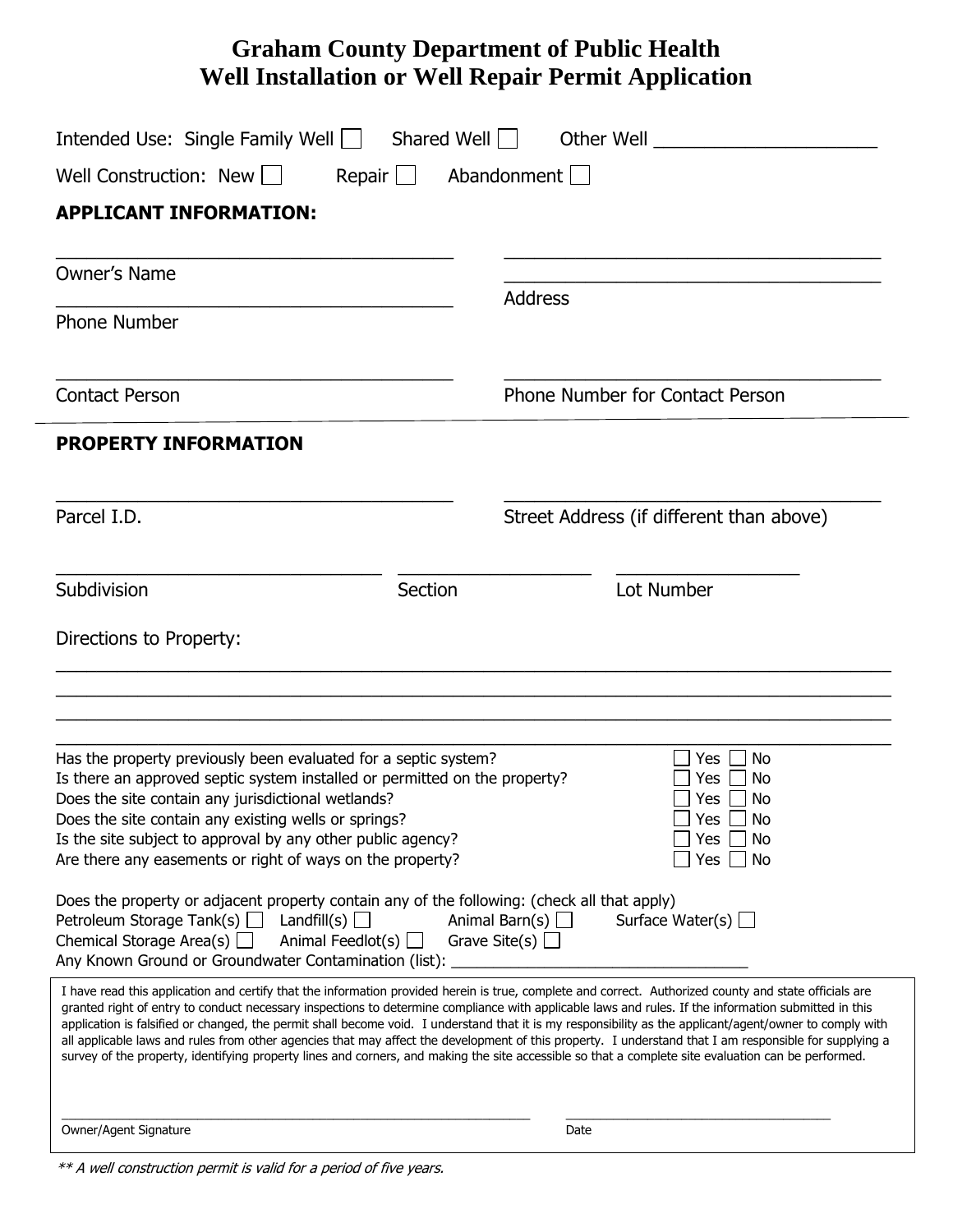# Graham County Department of Public Health
# Well Installation or Well Repair Permit Application

Intended Use: Single Family Well ☐ Shared Well ☐ Other Well ____________________

Well Construction: New ☐ Repair ☐ Abandonment ☐

**APPLICANT INFORMATION:**

_________________________________ Owner's Name

_________________________________ Phone Number

_________________________________
_________________________________ Address

_________________________________ Contact Person

_________________________________ Phone Number for Contact Person

**PROPERTY INFORMATION**

_________________________________ Parcel I.D.

_________________________________ Street Address (if different than above)

_________________________ Subdivision

_______________ Section

_______________ Lot Number

Directions to Property:

_______________________________________________________________________

_______________________________________________________________________

_______________________________________________________________________

_______________________________________________________________________

| | |
|---|---|
| Has the property previously been evaluated for a septic system? | ☐ Yes ☐ No |
| Is there an approved septic system installed or permitted on the property? | ☐ Yes ☐ No |
| Does the site contain any jurisdictional wetlands? | ☐ Yes ☐ No |
| Does the site contain any existing wells or springs? | ☐ Yes ☐ No |
| Is the site subject to approval by any other public agency? | ☐ Yes ☐ No |
| Are there any easements or right of ways on the property? | ☐ Yes ☐ No |

Does the property or adjacent property contain any of the following: (check all that apply)

Petroleum Storage Tank(s) ☐ Landfill(s) ☐ Animal Barn(s) ☐ Surface Water(s) ☐

Chemical Storage Area(s) ☐ Animal Feedlot(s) ☐ Grave Site(s) ☐

Any Known Ground or Groundwater Contamination (list): ______________________________

I have read this application and certify that the information provided herein is true, complete and correct. Authorized county and state officials are granted right of entry to conduct necessary inspections to determine compliance with applicable laws and rules. If the information submitted in this application is falsified or changed, the permit shall become void. I understand that it is my responsibility as the applicant/agent/owner to comply with all applicable laws and rules from other agencies that may affect the development of this property. I understand that I am responsible for supplying a survey of the property, identifying property lines and corners, and making the site accessible so that a complete site evaluation can be performed.

_________________________________ Owner/Agent Signature

_________________________ Date

*\*\* A well construction permit is valid for a period of five years.*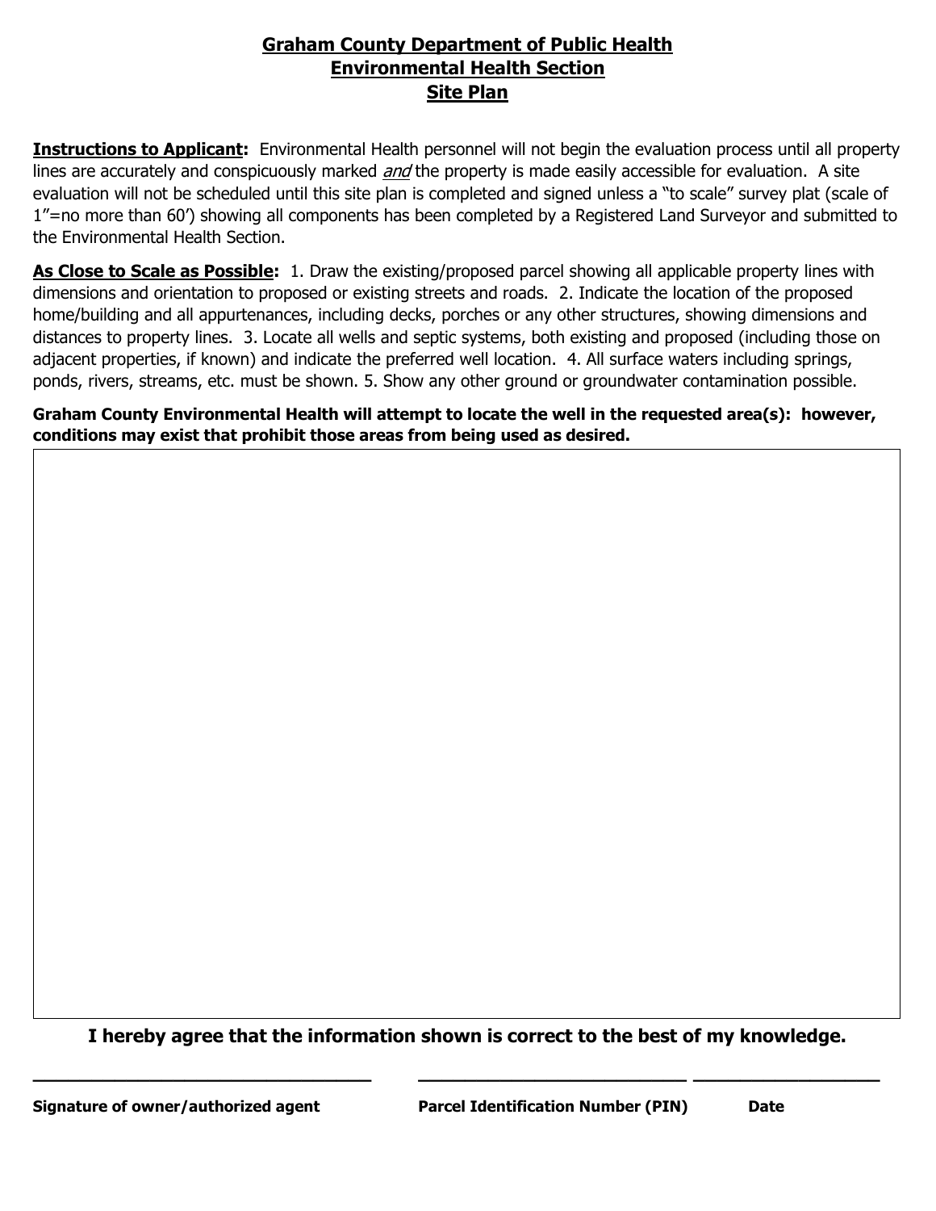# Graham County Department of Public Health
## Environmental Health Section
## Site Plan

**Instructions to Applicant:** Environmental Health personnel will not begin the evaluation process until all property lines are accurately and conspicuously marked *and* the property is made easily accessible for evaluation. A site evaluation will not be scheduled until this site plan is completed and signed unless a "to scale" survey plat (scale of 1"=no more than 60') showing all components has been completed by a Registered Land Surveyor and submitted to the Environmental Health Section.

**As Close to Scale as Possible:** 1. Draw the existing/proposed parcel showing all applicable property lines with dimensions and orientation to proposed or existing streets and roads. 2. Indicate the location of the proposed home/building and all appurtenances, including decks, porches or any other structures, showing dimensions and distances to property lines. 3. Locate all wells and septic systems, both existing and proposed (including those on adjacent properties, if known) and indicate the preferred well location. 4. All surface waters including springs, ponds, rivers, streams, etc. must be shown. 5. Show any other ground or groundwater contamination possible.

**Graham County Environmental Health will attempt to locate the well in the requested area(s): however, conditions may exist that prohibit those areas from being used as desired.**

**I hereby agree that the information shown is correct to the best of my knowledge.**

______________________________ ______________________________ ____________________

**Signature of owner/authorized agent** **Parcel Identification Number (PIN)** **Date**